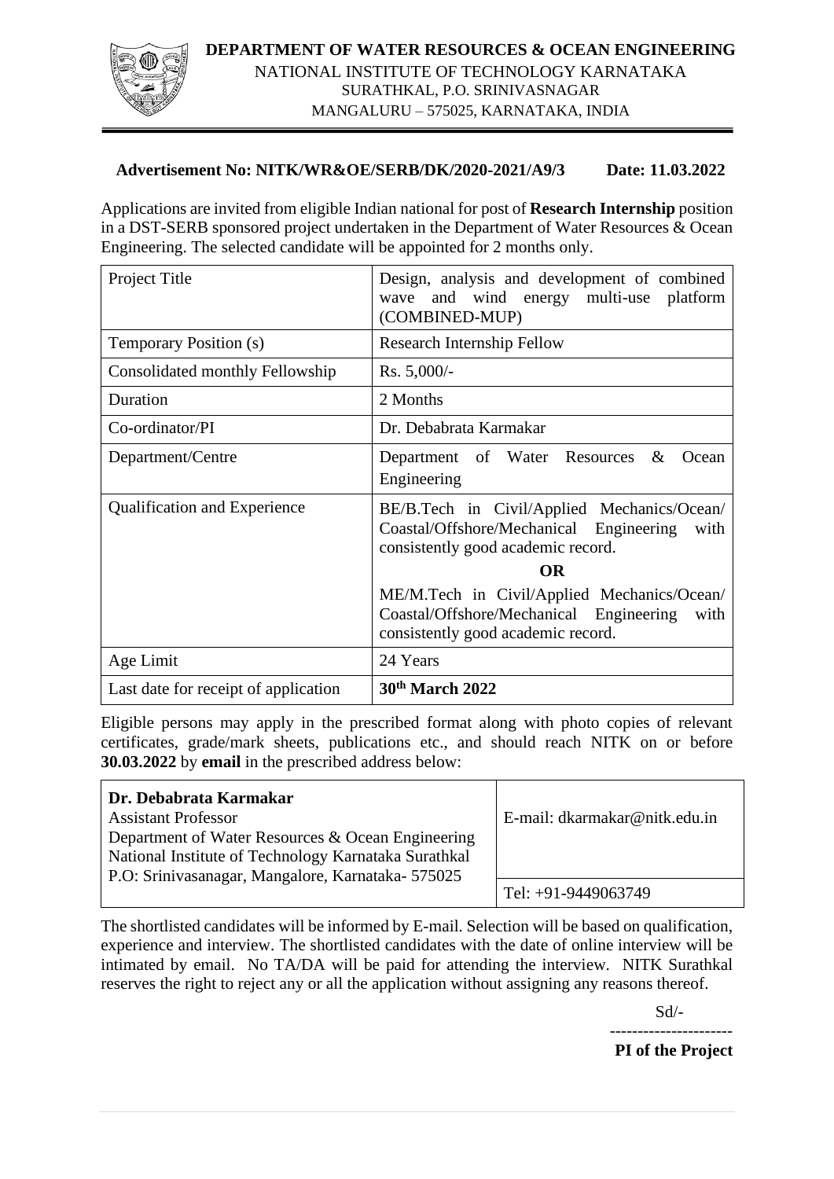**DEPARTMENT OF WATER RESOURCES & OCEAN ENGINEERING**
NATIONAL INSTITUTE OF TECHNOLOGY KARNATAKA
SURATHKAL, P.O. SRINIVASNAGAR
MANGALURU – 575025, KARNATAKA, INDIA

**Advertisement No: NITK/WR&OE/SERB/DK/2020-2021/A9/3** **Date: 11.03.2022**

Applications are invited from eligible Indian national for post of **Research Internship** position in a DST-SERB sponsored project undertaken in the Department of Water Resources & Ocean Engineering. The selected candidate will be appointed for 2 months only.

| Project Title | Design, analysis and development of combined wave and wind energy multi-use platform (COMBINED-MUP) |
|---|---|
| Temporary Position (s) | Research Internship Fellow |
| Consolidated monthly Fellowship | Rs. 5,000/- |
| Duration | 2 Months |
| Co-ordinator/PI | Dr. Debabrata Karmakar |
| Department/Centre | Department of Water Resources & Ocean Engineering |
| Qualification and Experience | BE/B.Tech in Civil/Applied Mechanics/Ocean/ Coastal/Offshore/Mechanical Engineering with consistently good academic record. **OR** ME/M.Tech in Civil/Applied Mechanics/Ocean/ Coastal/Offshore/Mechanical Engineering with consistently good academic record. |
| Age Limit | 24 Years |
| Last date for receipt of application | **30th March 2022** |

Eligible persons may apply in the prescribed format along with photo copies of relevant certificates, grade/mark sheets, publications etc., and should reach NITK on or before **30.03.2022** by **email** in the prescribed address below:

| **Dr. Debabrata Karmakar**<br>Assistant Professor<br>Department of Water Resources & Ocean Engineering<br>National Institute of Technology Karnataka Surathkal<br>P.O: Srinivasanagar, Mangalore, Karnataka- 575025 | E-mail: dkarmakar@nitk.edu.in |
|---|---|
| | Tel: +91-9449063749 |

The shortlisted candidates will be informed by E-mail. Selection will be based on qualification, experience and interview. The shortlisted candidates with the date of online interview will be intimated by email. No TA/DA will be paid for attending the interview. NITK Surathkal reserves the right to reject any or all the application without assigning any reasons thereof.

Sd/-

---------------------

**PI of the Project**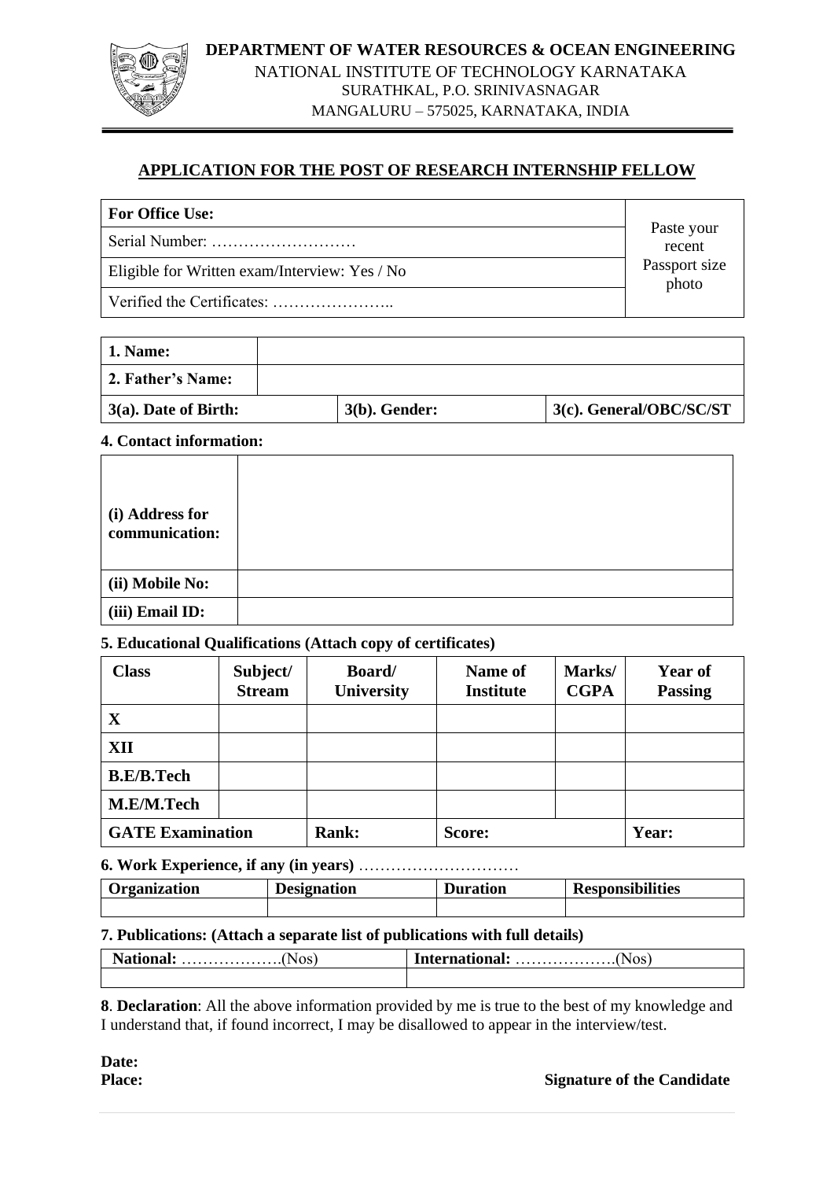**DEPARTMENT OF WATER RESOURCES & OCEAN ENGINEERING**
NATIONAL INSTITUTE OF TECHNOLOGY KARNATAKA
SURATHKAL, P.O. SRINIVASNAGAR
MANGALURU – 575025, KARNATAKA, INDIA

## APPLICATION FOR THE POST OF RESEARCH INTERNSHIP FELLOW

| **For Office Use:** | Paste your recent Passport size photo |
|---|---|
| Serial Number: ……………………… | |
| Eligible for Written exam/Interview: Yes / No | |
| Verified the Certificates: ………………….. | |

| **1. Name:** | | |
|---|---|---|
| **2. Father's Name:** | | |
| **3(a). Date of Birth:** | **3(b). Gender:** | **3(c). General/OBC/SC/ST** |

**4. Contact information:**

| **(i) Address for communication:** | |
|---|---|
| **(ii) Mobile No:** | |
| **(iii) Email ID:** | |

**5. Educational Qualifications (Attach copy of certificates)**

| **Class** | **Subject/ Stream** | **Board/ University** | **Name of Institute** | **Marks/ CGPA** | **Year of Passing** |
|---|---|---|---|---|---|
| **X** | | | | | |
| **XII** | | | | | |
| **B.E/B.Tech** | | | | | |
| **M.E/M.Tech** | | | | | |
| **GATE Examination** | | **Rank:** | **Score:** | | **Year:** |

**6. Work Experience, if any (in years)** …………………………

| **Organization** | **Designation** | **Duration** | **Responsibilities** |
|---|---|---|---|
| | | | |

**7. Publications: (Attach a separate list of publications with full details)**

| **National:** ……………….(Nos) | **International:** ……………….(Nos) |
|---|---|
| | |

**8**. **Declaration**: All the above information provided by me is true to the best of my knowledge and I understand that, if found incorrect, I may be disallowed to appear in the interview/test.

**Date:**
**Place:**

**Signature of the Candidate**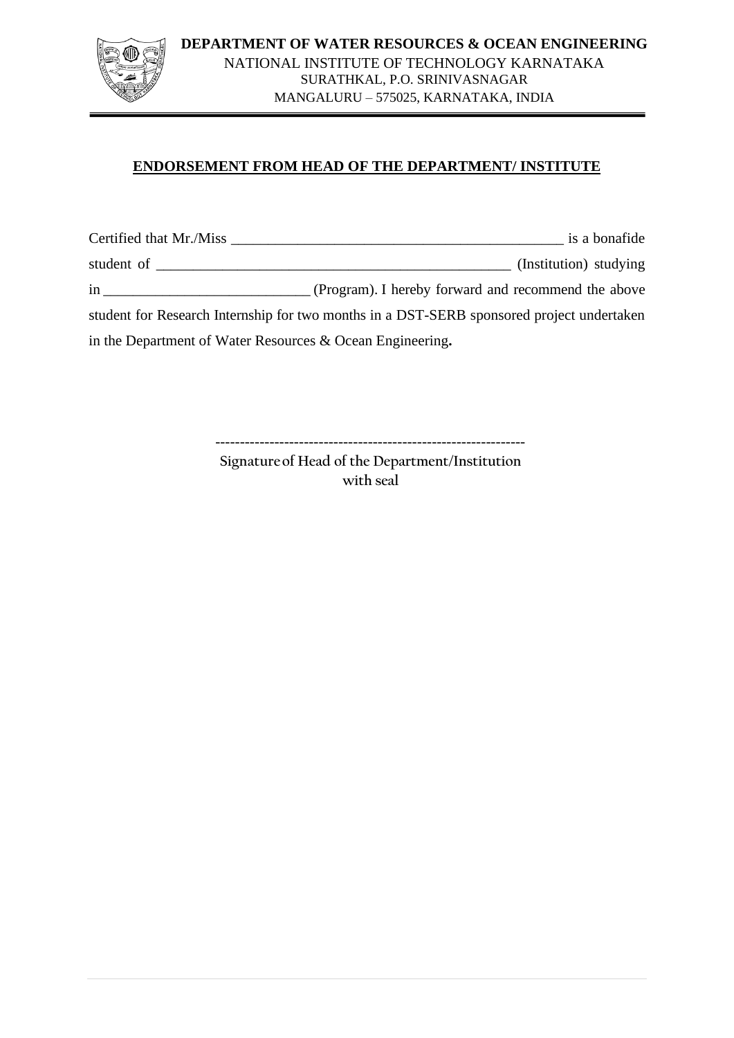**DEPARTMENT OF WATER RESOURCES & OCEAN ENGINEERING**
NATIONAL INSTITUTE OF TECHNOLOGY KARNATAKA
SURATHKAL, P.O. SRINIVASNAGAR
MANGALURU – 575025, KARNATAKA, INDIA

---

## ENDORSEMENT FROM HEAD OF THE DEPARTMENT/ INSTITUTE

Certified that Mr./Miss _____________________________________________ is a bonafide student of _______________________________________________ (Institution) studying in ___________________________ (Program). I hereby forward and recommend the above student for Research Internship for two months in a DST-SERB sponsored project undertaken in the Department of Water Resources & Ocean Engineering**.**

---------------------------------------------------------------

Signature of Head of the Department/Institution
with seal